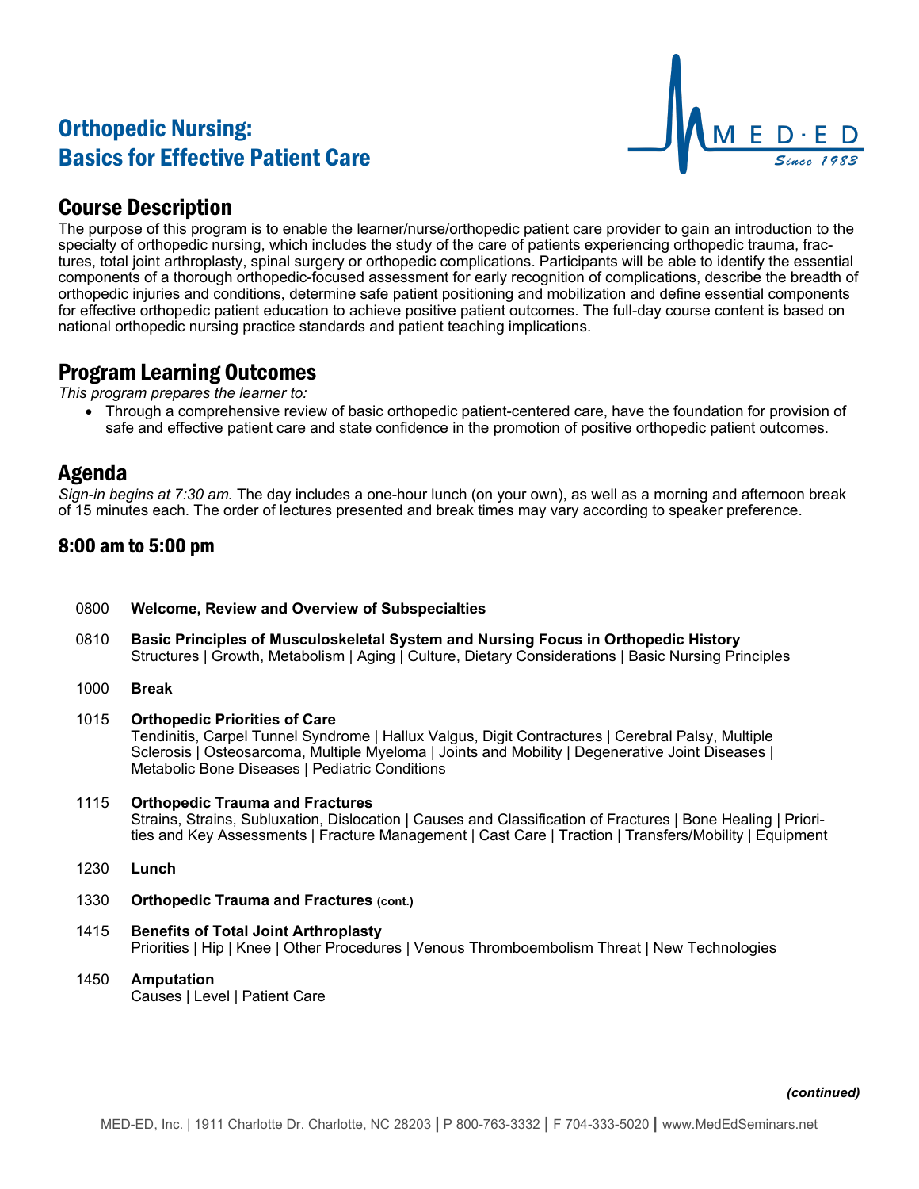# Orthopedic Nursing: Basics for Effective Patient Care

MED·ED
*Since 1983*

## Course Description

The purpose of this program is to enable the learner/nurse/orthopedic patient care provider to gain an introduction to the specialty of orthopedic nursing, which includes the study of the care of patients experiencing orthopedic trauma, fractures, total joint arthroplasty, spinal surgery or orthopedic complications. Participants will be able to identify the essential components of a thorough orthopedic-focused assessment for early recognition of complications, describe the breadth of orthopedic injuries and conditions, determine safe patient positioning and mobilization and define essential components for effective orthopedic patient education to achieve positive patient outcomes. The full-day course content is based on national orthopedic nursing practice standards and patient teaching implications.

## Program Learning Outcomes

*This program prepares the learner to:*

- Through a comprehensive review of basic orthopedic patient-centered care, have the foundation for provision of safe and effective patient care and state confidence in the promotion of positive orthopedic patient outcomes.

## Agenda

*Sign-in begins at 7:30 am.* The day includes a one-hour lunch (on your own), as well as a morning and afternoon break of 15 minutes each. The order of lectures presented and break times may vary according to speaker preference.

### 8:00 am to 5:00 pm

0800 **Welcome, Review and Overview of Subspecialties**

0810 **Basic Principles of Musculoskeletal System and Nursing Focus in Orthopedic History**
Structures | Growth, Metabolism | Aging | Culture, Dietary Considerations | Basic Nursing Principles

1000 **Break**

1015 **Orthopedic Priorities of Care**
Tendinitis, Carpel Tunnel Syndrome | Hallux Valgus, Digit Contractures | Cerebral Palsy, Multiple Sclerosis | Osteosarcoma, Multiple Myeloma | Joints and Mobility | Degenerative Joint Diseases | Metabolic Bone Diseases | Pediatric Conditions

1115 **Orthopedic Trauma and Fractures**
Strains, Strains, Subluxation, Dislocation | Causes and Classification of Fractures | Bone Healing | Priorities and Key Assessments | Fracture Management | Cast Care | Traction | Transfers/Mobility | Equipment

1230 **Lunch**

1330 **Orthopedic Trauma and Fractures (cont.)**

1415 **Benefits of Total Joint Arthroplasty**
Priorities | Hip | Knee | Other Procedures | Venous Thromboembolism Threat | New Technologies

1450 **Amputation**
Causes | Level | Patient Care

***(continued)***

MED-ED, Inc. | 1911 Charlotte Dr. Charlotte, NC 28203 | P 800-763-3332 | F 704-333-5020 | www.MedEdSeminars.net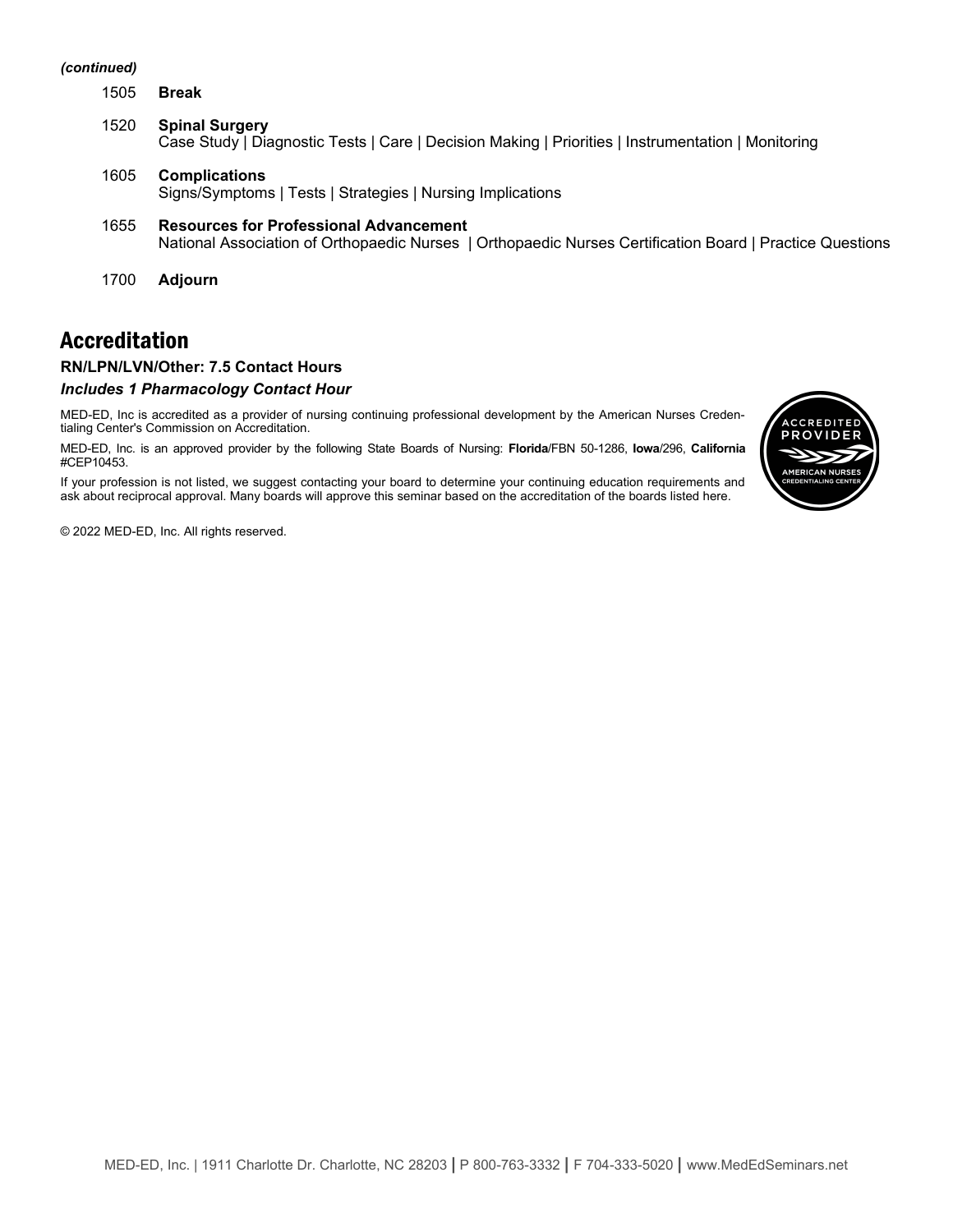*(continued)*

1505 **Break**

1520 **Spinal Surgery**
Case Study | Diagnostic Tests | Care | Decision Making | Priorities | Instrumentation | Monitoring

1605 **Complications**
Signs/Symptoms | Tests | Strategies | Nursing Implications

1655 **Resources for Professional Advancement**
National Association of Orthopaedic Nurses | Orthopaedic Nurses Certification Board | Practice Questions

1700 **Adjourn**

## Accreditation

**RN/LPN/LVN/Other: 7.5 Contact Hours**

***Includes 1 Pharmacology Contact Hour***

MED-ED, Inc is accredited as a provider of nursing continuing professional development by the American Nurses Credentialing Center's Commission on Accreditation.

MED-ED, Inc. is an approved provider by the following State Boards of Nursing: **Florida**/FBN 50-1286, **Iowa**/296, **California** #CEP10453.

If your profession is not listed, we suggest contacting your board to determine your continuing education requirements and ask about reciprocal approval. Many boards will approve this seminar based on the accreditation of the boards listed here.

ACCREDITED PROVIDER
AMERICAN NURSES CREDENTIALING CENTER

© 2022 MED-ED, Inc. All rights reserved.

MED-ED, Inc. | 1911 Charlotte Dr. Charlotte, NC 28203 | P 800-763-3332 | F 704-333-5020 | www.MedEdSeminars.net